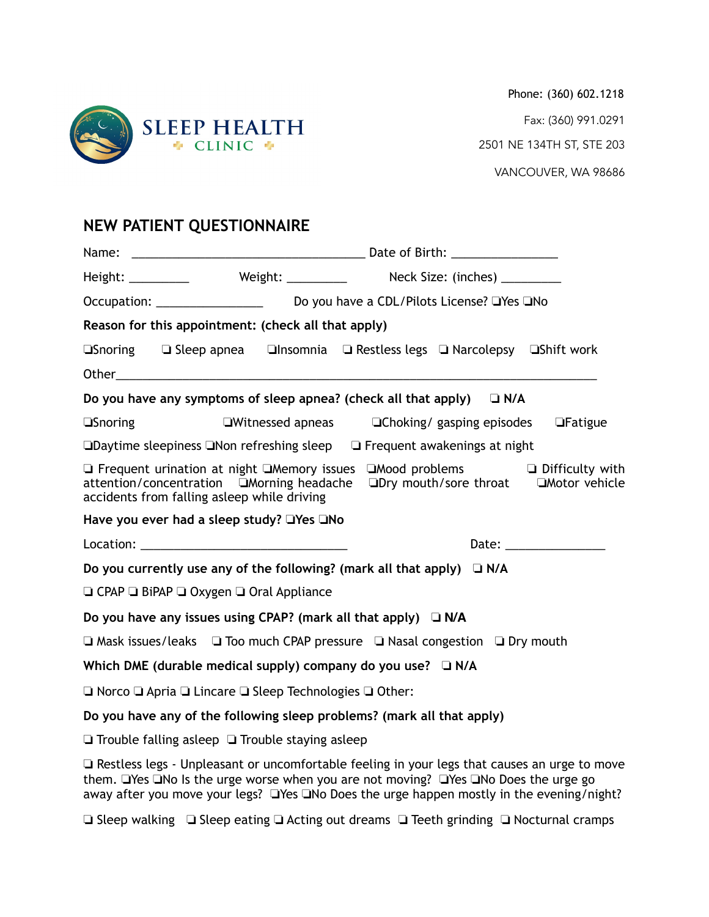SLEEP HEALTH
CLINIC

Phone: (360) 602.1218

Fax: (360) 991.0291

2501 NE 134TH ST, STE 203

VANCOUVER, WA 98686

## NEW PATIENT QUESTIONNAIRE

Name: ____________________________________ Date of Birth: ________________

Height: _________ Weight: _________ Neck Size: (inches) _________

Occupation: ________________ Do you have a CDL/Pilots License? ❏Yes ❏No

**Reason for this appointment: (check all that apply)**

❏Snoring ❏ Sleep apnea ❏Insomnia ❏ Restless legs ❏ Narcolepsy ❏Shift work

Other___________________________________________________________________________

**Do you have any symptoms of sleep apnea? (check all that apply)** ❏ **N/A**

❏Snoring ❏Witnessed apneas ❏Choking/ gasping episodes ❏Fatigue

❏Daytime sleepiness ❏Non refreshing sleep ❏ Frequent awakenings at night

❏ Frequent urination at night ❏Memory issues ❏Mood problems ❏ Difficulty with attention/concentration ❏Morning headache ❏Dry mouth/sore throat ❏Motor vehicle accidents from falling asleep while driving

**Have you ever had a sleep study? ❏Yes ❏No**

Location: ________________________________ Date: _______________

**Do you currently use any of the following? (mark all that apply)** ❏ **N/A**

❏ CPAP ❏ BiPAP ❏ Oxygen ❏ Oral Appliance

**Do you have any issues using CPAP? (mark all that apply)** ❏ **N/A**

❏ Mask issues/leaks ❏ Too much CPAP pressure ❏ Nasal congestion ❏ Dry mouth

**Which DME (durable medical supply) company do you use?** ❏ **N/A**

❏ Norco ❏ Apria ❏ Lincare ❏ Sleep Technologies ❏ Other:

**Do you have any of the following sleep problems? (mark all that apply)**

❏ Trouble falling asleep ❏ Trouble staying asleep

❏ Restless legs - Unpleasant or uncomfortable feeling in your legs that causes an urge to move them. ❏Yes ❏No Is the urge worse when you are not moving? ❏Yes ❏No Does the urge go away after you move your legs? ❏Yes ❏No Does the urge happen mostly in the evening/night?

❏ Sleep walking ❏ Sleep eating ❏ Acting out dreams ❏ Teeth grinding ❏ Nocturnal cramps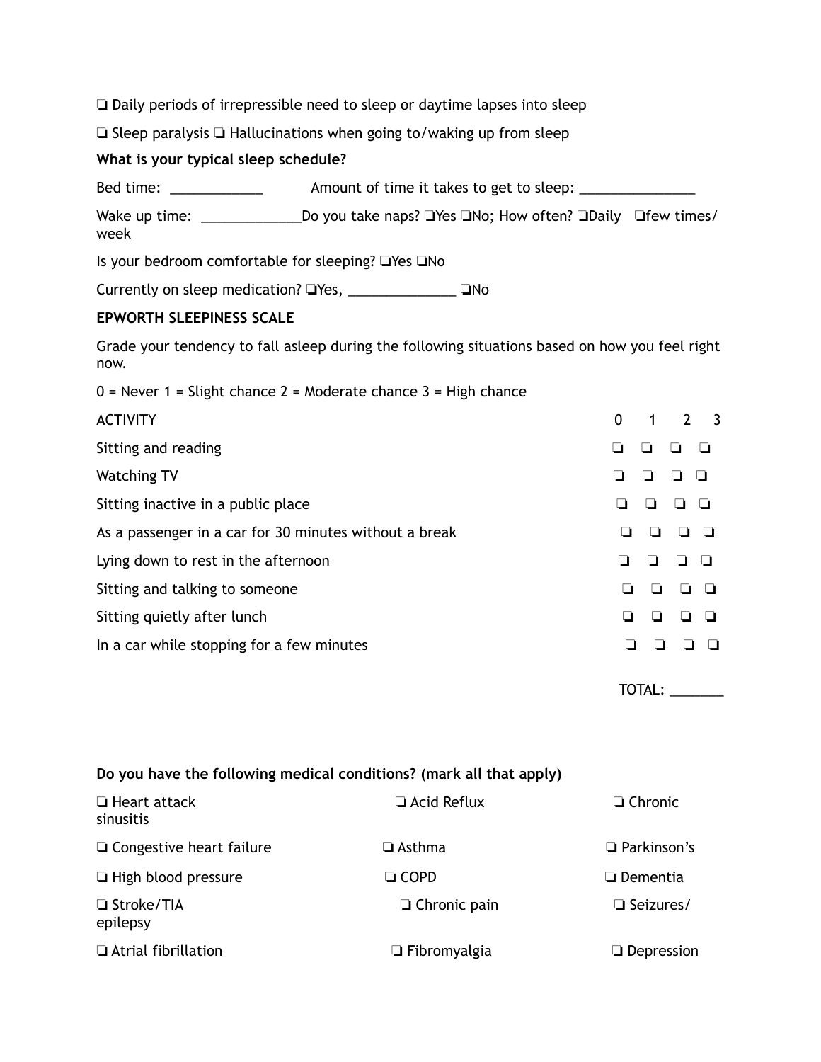❏ Daily periods of irrepressible need to sleep or daytime lapses into sleep

❏ Sleep paralysis ❏ Hallucinations when going to/waking up from sleep

**What is your typical sleep schedule?**

Bed time: ____________ Amount of time it takes to get to sleep: _______________

Wake up time: _____________Do you take naps? ❏Yes ❏No; How often? ❏Daily ❏few times/ week

Is your bedroom comfortable for sleeping? ❏Yes ❏No

Currently on sleep medication? ❏Yes, ______________ ❏No

**EPWORTH SLEEPINESS SCALE**

Grade your tendency to fall asleep during the following situations based on how you feel right now.

0 = Never 1 = Slight chance 2 = Moderate chance 3 = High chance

| ACTIVITY | 0 | 1 | 2 | 3 |
|---|---|---|---|---|
| Sitting and reading | ❏ | ❏ | ❏ | ❏ |
| Watching TV | ❏ | ❏ | ❏ | ❏ |
| Sitting inactive in a public place | ❏ | ❏ | ❏ | ❏ |
| As a passenger in a car for 30 minutes without a break | ❏ | ❏ | ❏ | ❏ |
| Lying down to rest in the afternoon | ❏ | ❏ | ❏ | ❏ |
| Sitting and talking to someone | ❏ | ❏ | ❏ | ❏ |
| Sitting quietly after lunch | ❏ | ❏ | ❏ | ❏ |
| In a car while stopping for a few minutes | ❏ | ❏ | ❏ | ❏ |

TOTAL: _______

**Do you have the following medical conditions? (mark all that apply)**

| | | |
|---|---|---|
| ❏ Heart attack | ❏ Acid Reflux | ❏ Chronic sinusitis |
| ❏ Congestive heart failure | ❏ Asthma | ❏ Parkinson's |
| ❏ High blood pressure | ❏ COPD | ❏ Dementia |
| ❏ Stroke/TIA | ❏ Chronic pain | ❏ Seizures/ epilepsy |
| ❏ Atrial fibrillation | ❏ Fibromyalgia | ❏ Depression |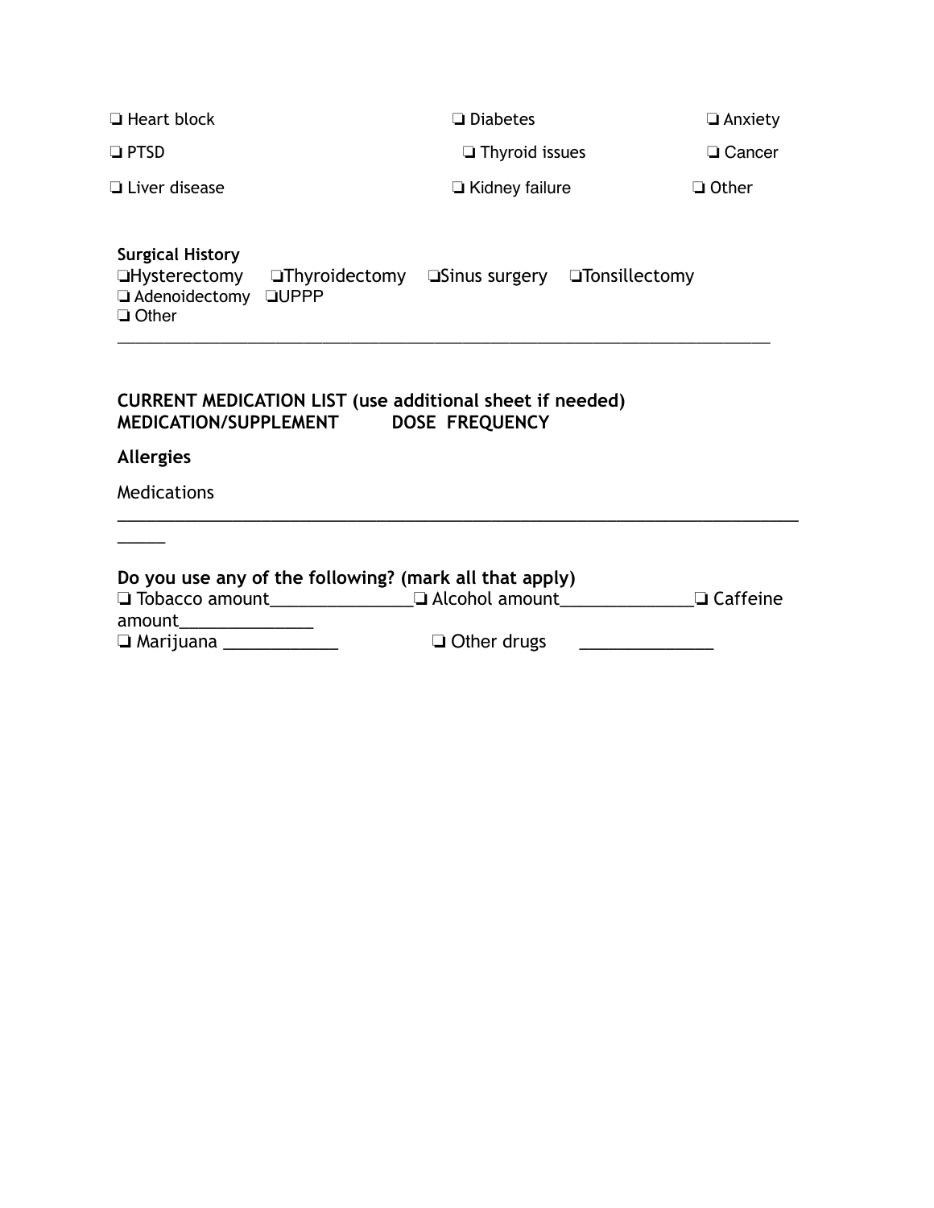❏ Heart block ❏ Diabetes ❏ Anxiety

❏ PTSD ❏ Thyroid issues ❏ Cancer

❏ Liver disease ❏ Kidney failure ❏ Other

**Surgical History**

❏Hysterectomy ❏Thyroidectomy ❏Sinus surgery ❏Tonsillectomy

❏ Adenoidectomy ❏UPPP

❏ Other

_______________________________________________________________________________

**CURRENT MEDICATION LIST (use additional sheet if needed)**

**MEDICATION/SUPPLEMENT DOSE FREQUENCY**

**Allergies**

Medications

_______________________________________________________________________________

**Do you use any of the following? (mark all that apply)**

❏ Tobacco amount_______________❏ Alcohol amount______________❏ Caffeine amount______________

❏ Marijuana ____________ ❏ Other drugs ______________